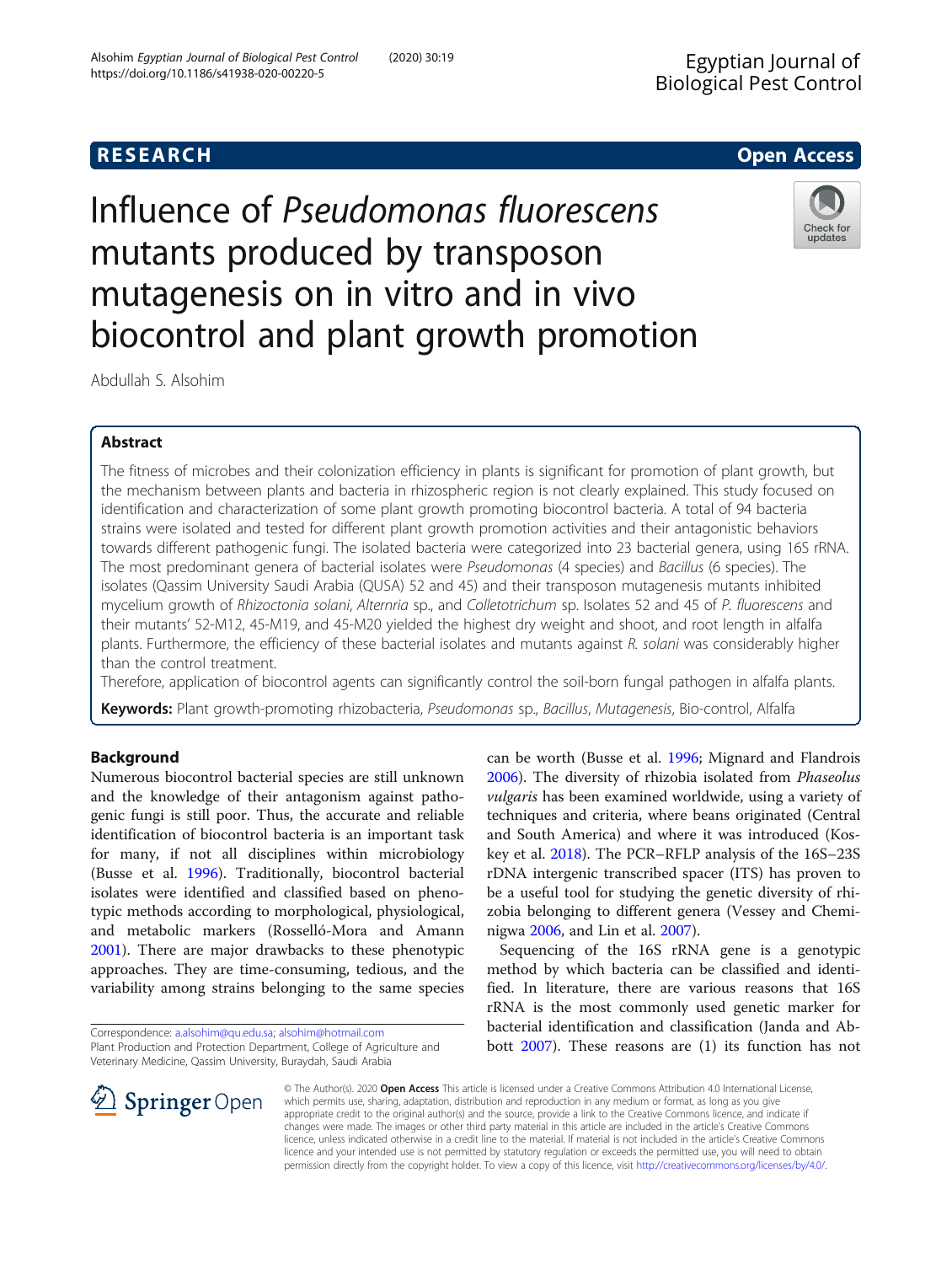RESEARCH

Open Access

# Influence of *Pseudomonas fluorescens* mutants produced by transposon mutagenesis on in vitro and in vivo biocontrol and plant growth promotion

Abdullah S. Alsohim

## Abstract

The fitness of microbes and their colonization efficiency in plants is significant for promotion of plant growth, but the mechanism between plants and bacteria in rhizospheric region is not clearly explained. This study focused on identification and characterization of some plant growth promoting biocontrol bacteria. A total of 94 bacteria strains were isolated and tested for different plant growth promotion activities and their antagonistic behaviors towards different pathogenic fungi. The isolated bacteria were categorized into 23 bacterial genera, using 16S rRNA. The most predominant genera of bacterial isolates were *Pseudomonas* (4 species) and *Bacillus* (6 species). The isolates (Qassim University Saudi Arabia (QUSA) 52 and 45) and their transposon mutagenesis mutants inhibited mycelium growth of *Rhizoctonia solani*, *Alternria* sp., and *Colletotrichum* sp. Isolates 52 and 45 of *P. fluorescens* and their mutants' 52-M12, 45-M19, and 45-M20 yielded the highest dry weight and shoot, and root length in alfalfa plants. Furthermore, the efficiency of these bacterial isolates and mutants against *R. solani* was considerably higher than the control treatment.

Therefore, application of biocontrol agents can significantly control the soil-born fungal pathogen in alfalfa plants.

**Keywords:** Plant growth-promoting rhizobacteria, *Pseudomonas* sp., *Bacillus*, Mutagenesis, Bio-control, Alfalfa

## Background

Numerous biocontrol bacterial species are still unknown and the knowledge of their antagonism against pathogenic fungi is still poor. Thus, the accurate and reliable identification of biocontrol bacteria is an important task for many, if not all disciplines within microbiology (Busse et al. 1996). Traditionally, biocontrol bacterial isolates were identified and classified based on phenotypic methods according to morphological, physiological, and metabolic markers (Rosselló-Mora and Amann 2001). There are major drawbacks to these phenotypic approaches. They are time-consuming, tedious, and the variability among strains belonging to the same species can be worth (Busse et al. 1996; Mignard and Flandrois 2006). The diversity of rhizobia isolated from *Phaseolus vulgaris* has been examined worldwide, using a variety of techniques and criteria, where beans originated (Central and South America) and where it was introduced (Koskey et al. 2018). The PCR–RFLP analysis of the 16S–23S rDNA intergenic transcribed spacer (ITS) has proven to be a useful tool for studying the genetic diversity of rhizobia belonging to different genera (Vessey and Cheminigwa 2006, and Lin et al. 2007).

Sequencing of the 16S rRNA gene is a genotypic method by which bacteria can be classified and identified. In literature, there are various reasons that 16S rRNA is the most commonly used genetic marker for bacterial identification and classification (Janda and Abbott 2007). These reasons are (1) its function has not

Correspondence: a.alsohim@qu.edu.sa; alsohim@hotmail.com
Plant Production and Protection Department, College of Agriculture and Veterinary Medicine, Qassim University, Buraydah, Saudi Arabia

© The Author(s). 2020 **Open Access** This article is licensed under a Creative Commons Attribution 4.0 International License, which permits use, sharing, adaptation, distribution and reproduction in any medium or format, as long as you give appropriate credit to the original author(s) and the source, provide a link to the Creative Commons licence, and indicate if changes were made. The images or other third party material in this article are included in the article's Creative Commons licence, unless indicated otherwise in a credit line to the material. If material is not included in the article's Creative Commons licence and your intended use is not permitted by statutory regulation or exceeds the permitted use, you will need to obtain permission directly from the copyright holder. To view a copy of this licence, visit http://creativecommons.org/licenses/by/4.0/.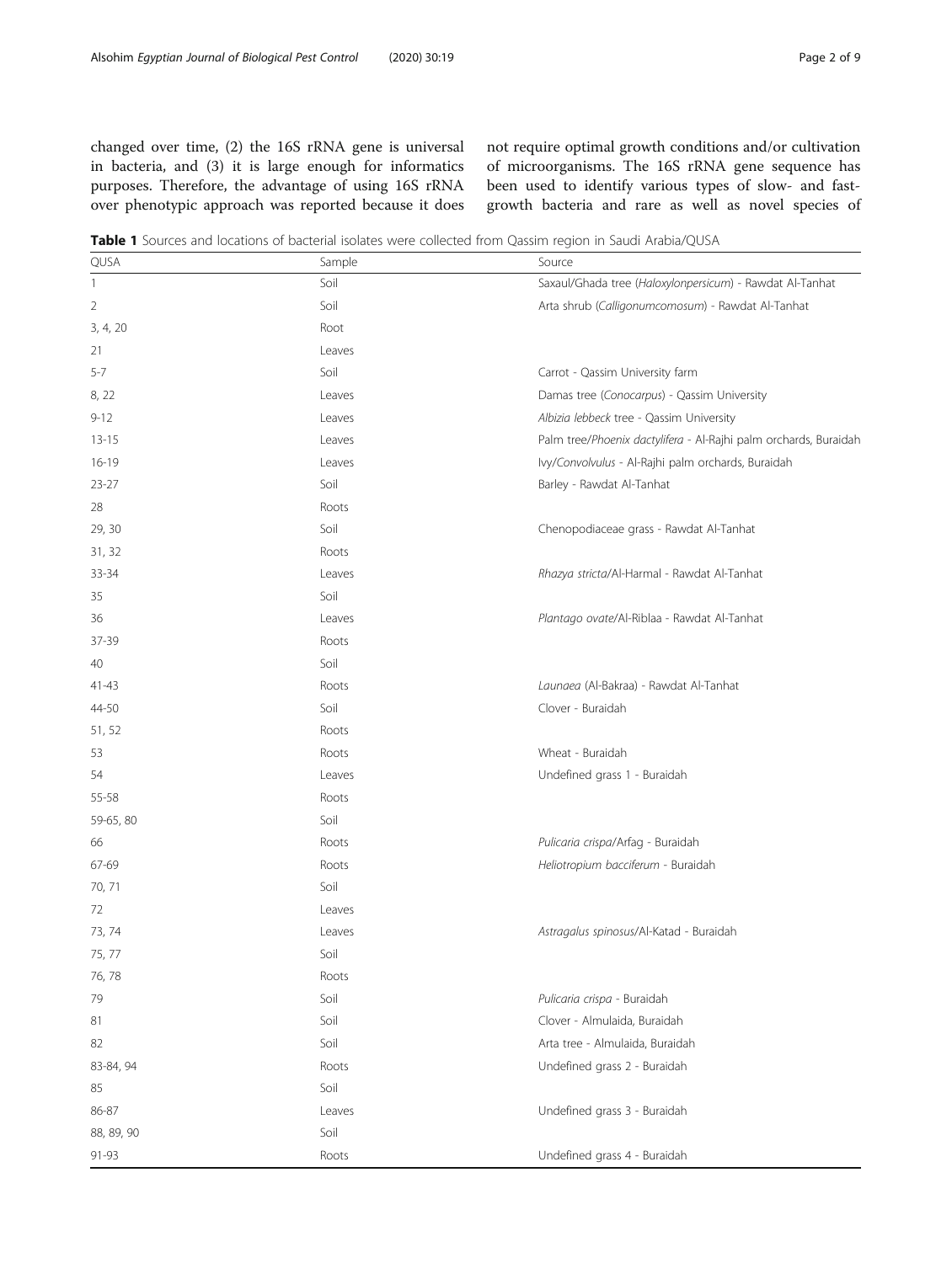changed over time, (2) the 16S rRNA gene is universal in bacteria, and (3) it is large enough for informatics purposes. Therefore, the advantage of using 16S rRNA over phenotypic approach was reported because it does not require optimal growth conditions and/or cultivation of microorganisms. The 16S rRNA gene sequence has been used to identify various types of slow- and fast-growth bacteria and rare as well as novel species of

**Table 1** Sources and locations of bacterial isolates were collected from Qassim region in Saudi Arabia/QUSA

| QUSA | Sample | Source |
| --- | --- | --- |
| 1 | Soil | Saxaul/Ghada tree (*Haloxylonpersicum*) - Rawdat Al-Tanhat |
| 2 | Soil | Arta shrub (*Calligonumcomosum*) - Rawdat Al-Tanhat |
| 3, 4, 20 | Root | |
| 21 | Leaves | |
| 5-7 | Soil | Carrot - Qassim University farm |
| 8, 22 | Leaves | Damas tree (*Conocarpus*) - Qassim University |
| 9-12 | Leaves | *Albizia lebbeck* tree - Qassim University |
| 13-15 | Leaves | Palm tree/*Phoenix dactylifera* - Al-Rajhi palm orchards, Buraidah |
| 16-19 | Leaves | Ivy/*Convolvulus* - Al-Rajhi palm orchards, Buraidah |
| 23-27 | Soil | Barley - Rawdat Al-Tanhat |
| 28 | Roots | |
| 29, 30 | Soil | Chenopodiaceae grass - Rawdat Al-Tanhat |
| 31, 32 | Roots | |
| 33-34 | Leaves | *Rhazya stricta*/Al-Harmal - Rawdat Al-Tanhat |
| 35 | Soil | |
| 36 | Leaves | *Plantago ovate*/Al-Riblaa - Rawdat Al-Tanhat |
| 37-39 | Roots | |
| 40 | Soil | |
| 41-43 | Roots | *Launaea* (Al-Bakraa) - Rawdat Al-Tanhat |
| 44-50 | Soil | Clover - Buraidah |
| 51, 52 | Roots | |
| 53 | Roots | Wheat - Buraidah |
| 54 | Leaves | Undefined grass 1 - Buraidah |
| 55-58 | Roots | |
| 59-65, 80 | Soil | |
| 66 | Roots | *Pulicaria crispa*/Arfag - Buraidah |
| 67-69 | Roots | *Heliotropium bacciferum* - Buraidah |
| 70, 71 | Soil | |
| 72 | Leaves | |
| 73, 74 | Leaves | *Astragalus spinosus*/Al-Katad - Buraidah |
| 75, 77 | Soil | |
| 76, 78 | Roots | |
| 79 | Soil | *Pulicaria crispa* - Buraidah |
| 81 | Soil | Clover - Almulaida, Buraidah |
| 82 | Soil | Arta tree - Almulaida, Buraidah |
| 83-84, 94 | Roots | Undefined grass 2 - Buraidah |
| 85 | Soil | |
| 86-87 | Leaves | Undefined grass 3 - Buraidah |
| 88, 89, 90 | Soil | |
| 91-93 | Roots | Undefined grass 4 - Buraidah |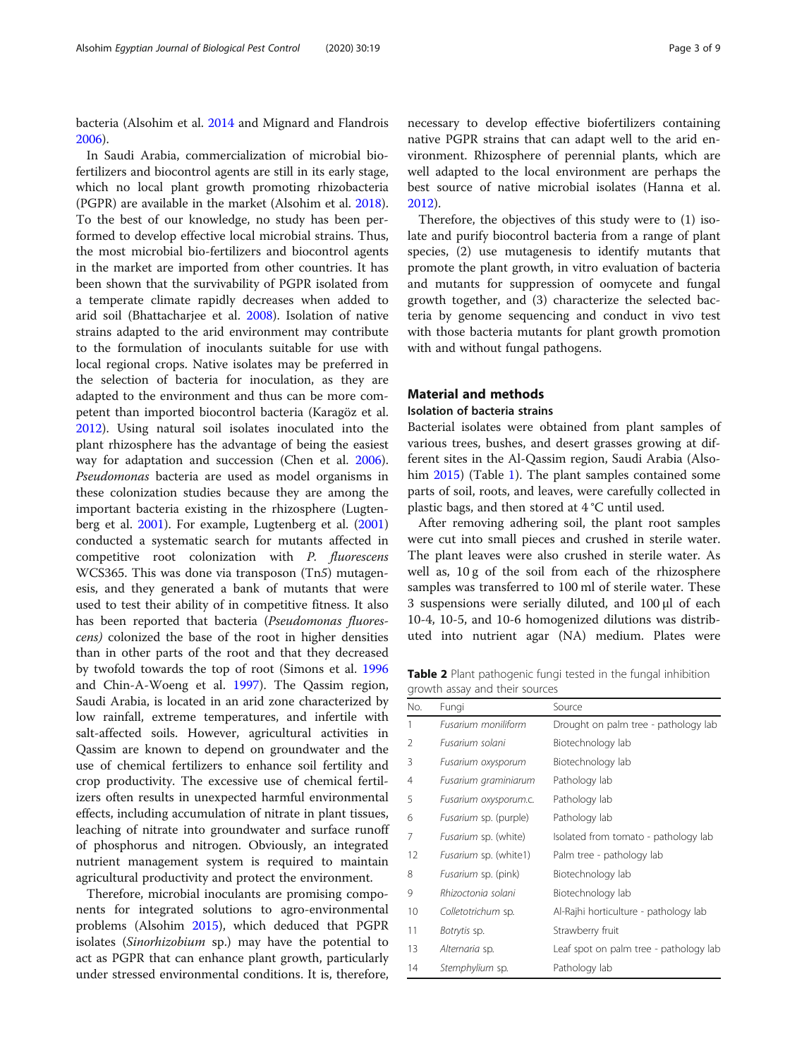bacteria (Alsohim et al. 2014 and Mignard and Flandrois 2006).

In Saudi Arabia, commercialization of microbial biofertilizers and biocontrol agents are still in its early stage, which no local plant growth promoting rhizobacteria (PGPR) are available in the market (Alsohim et al. 2018). To the best of our knowledge, no study has been performed to develop effective local microbial strains. Thus, the most microbial bio-fertilizers and biocontrol agents in the market are imported from other countries. It has been shown that the survivability of PGPR isolated from a temperate climate rapidly decreases when added to arid soil (Bhattacharjee et al. 2008). Isolation of native strains adapted to the arid environment may contribute to the formulation of inoculants suitable for use with local regional crops. Native isolates may be preferred in the selection of bacteria for inoculation, as they are adapted to the environment and thus can be more competent than imported biocontrol bacteria (Karagöz et al. 2012). Using natural soil isolates inoculated into the plant rhizosphere has the advantage of being the easiest way for adaptation and succession (Chen et al. 2006). *Pseudomonas* bacteria are used as model organisms in these colonization studies because they are among the important bacteria existing in the rhizosphere (Lugtenberg et al. 2001). For example, Lugtenberg et al. (2001) conducted a systematic search for mutants affected in competitive root colonization with *P. fluorescens* WCS365. This was done via transposon (Tn5) mutagenesis, and they generated a bank of mutants that were used to test their ability of in competitive fitness. It also has been reported that bacteria (*Pseudomonas fluorescens)* colonized the base of the root in higher densities than in other parts of the root and that they decreased by twofold towards the top of root (Simons et al. 1996 and Chin-A-Woeng et al. 1997). The Qassim region, Saudi Arabia, is located in an arid zone characterized by low rainfall, extreme temperatures, and infertile with salt-affected soils. However, agricultural activities in Qassim are known to depend on groundwater and the use of chemical fertilizers to enhance soil fertility and crop productivity. The excessive use of chemical fertilizers often results in unexpected harmful environmental effects, including accumulation of nitrate in plant tissues, leaching of nitrate into groundwater and surface runoff of phosphorus and nitrogen. Obviously, an integrated nutrient management system is required to maintain agricultural productivity and protect the environment.

Therefore, microbial inoculants are promising components for integrated solutions to agro-environmental problems (Alsohim 2015), which deduced that PGPR isolates (*Sinorhizobium* sp.) may have the potential to act as PGPR that can enhance plant growth, particularly under stressed environmental conditions. It is, therefore, necessary to develop effective biofertilizers containing native PGPR strains that can adapt well to the arid environment. Rhizosphere of perennial plants, which are well adapted to the local environment are perhaps the best source of native microbial isolates (Hanna et al. 2012).

Therefore, the objectives of this study were to (1) isolate and purify biocontrol bacteria from a range of plant species, (2) use mutagenesis to identify mutants that promote the plant growth, in vitro evaluation of bacteria and mutants for suppression of oomycete and fungal growth together, and (3) characterize the selected bacteria by genome sequencing and conduct in vivo test with those bacteria mutants for plant growth promotion with and without fungal pathogens.

## Material and methods

### Isolation of bacteria strains

Bacterial isolates were obtained from plant samples of various trees, bushes, and desert grasses growing at different sites in the Al-Qassim region, Saudi Arabia (Alsohim 2015) (Table 1). The plant samples contained some parts of soil, roots, and leaves, were carefully collected in plastic bags, and then stored at 4 °C until used.

After removing adhering soil, the plant root samples were cut into small pieces and crushed in sterile water. The plant leaves were also crushed in sterile water. As well as, 10 g of the soil from each of the rhizosphere samples was transferred to 100 ml of sterile water. These 3 suspensions were serially diluted, and 100 μl of each 10-4, 10-5, and 10-6 homogenized dilutions was distributed into nutrient agar (NA) medium. Plates were

**Table 2** Plant pathogenic fungi tested in the fungal inhibition growth assay and their sources

| No. | Fungi | Source |
|---|---|---|
| 1 | *Fusarium moniliform* | Drought on palm tree - pathology lab |
| 2 | *Fusarium solani* | Biotechnology lab |
| 3 | *Fusarium oxysporum* | Biotechnology lab |
| 4 | *Fusarium graminiarum* | Pathology lab |
| 5 | *Fusarium oxysporum.c.* | Pathology lab |
| 6 | *Fusarium* sp. (purple) | Pathology lab |
| 7 | *Fusarium* sp. (white) | Isolated from tomato - pathology lab |
| 12 | *Fusarium* sp. (white1) | Palm tree - pathology lab |
| 8 | *Fusarium* sp. (pink) | Biotechnology lab |
| 9 | *Rhizoctonia solani* | Biotechnology lab |
| 10 | *Colletotrichum* sp. | Al-Rajhi horticulture - pathology lab |
| 11 | *Botrytis* sp. | Strawberry fruit |
| 13 | *Alternaria* sp. | Leaf spot on palm tree - pathology lab |
| 14 | *Stemphylium* sp. | Pathology lab |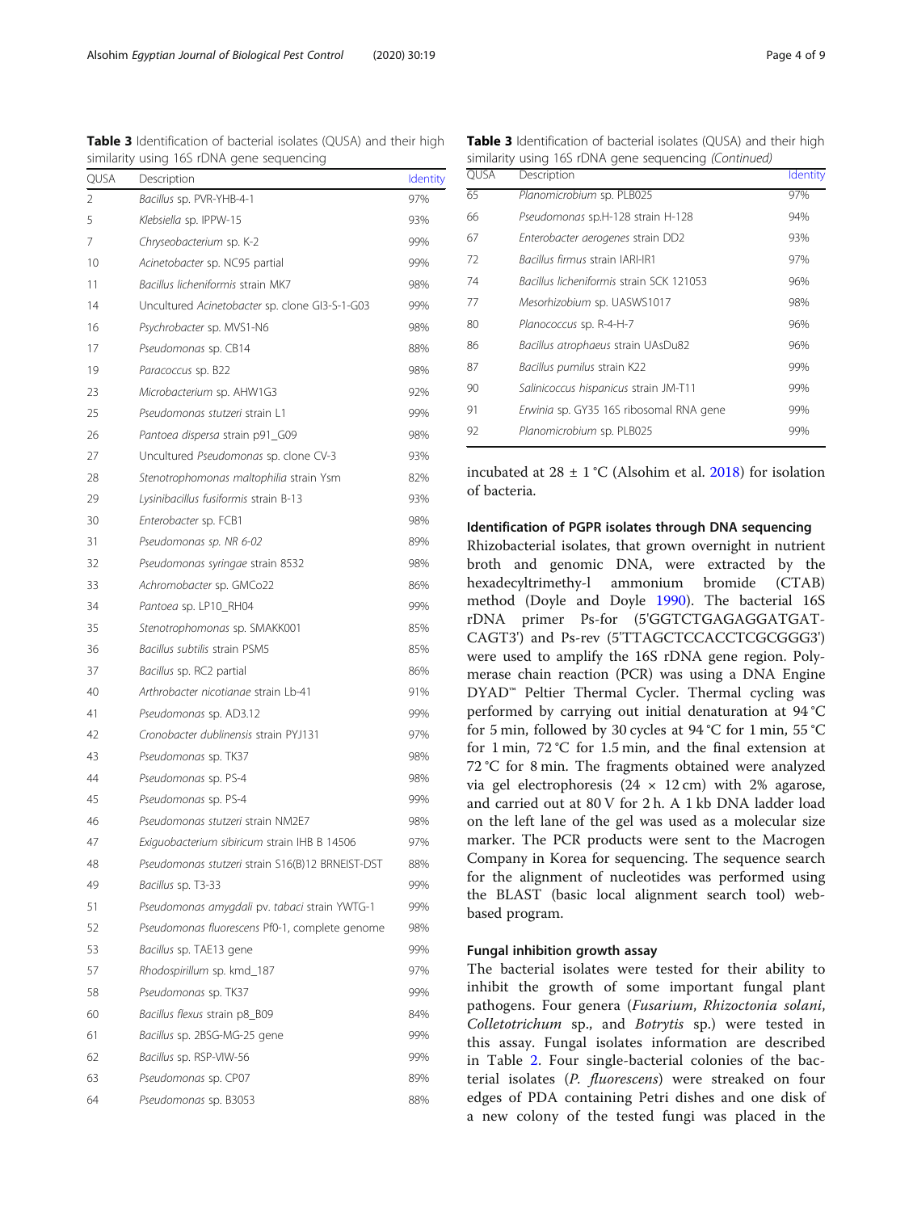**Table 3** Identification of bacterial isolates (QUSA) and their high similarity using 16S rDNA gene sequencing

| QUSA | Description | Identity |
|---|---|---|
| 2 | *Bacillus* sp. PVR-YHB-4-1 | 97% |
| 5 | *Klebsiella* sp. IPPW-15 | 93% |
| 7 | *Chryseobacterium* sp. K-2 | 99% |
| 10 | *Acinetobacter* sp. NC95 partial | 99% |
| 11 | *Bacillus licheniformis* strain MK7 | 98% |
| 14 | Uncultured *Acinetobacter* sp. clone GI3-S-1-G03 | 99% |
| 16 | *Psychrobacter* sp. MVS1-N6 | 98% |
| 17 | *Pseudomonas* sp. CB14 | 88% |
| 19 | *Paracoccus* sp. B22 | 98% |
| 23 | *Microbacterium* sp. AHW1G3 | 92% |
| 25 | *Pseudomonas stutzeri* strain L1 | 99% |
| 26 | *Pantoea dispersa* strain p91_G09 | 98% |
| 27 | Uncultured *Pseudomonas* sp. clone CV-3 | 93% |
| 28 | *Stenotrophomonas maltophilia* strain Ysm | 82% |
| 29 | *Lysinibacillus fusiformis* strain B-13 | 93% |
| 30 | *Enterobacter* sp. FCB1 | 98% |
| 31 | *Pseudomonas sp. NR 6-02* | 89% |
| 32 | *Pseudomonas syringae* strain 8532 | 98% |
| 33 | *Achromobacter* sp. GMCo22 | 86% |
| 34 | *Pantoea* sp. LP10_RH04 | 99% |
| 35 | *Stenotrophomonas* sp. SMAKK001 | 85% |
| 36 | *Bacillus subtilis* strain PSM5 | 85% |
| 37 | *Bacillus* sp. RC2 partial | 86% |
| 40 | *Arthrobacter nicotianae* strain Lb-41 | 91% |
| 41 | *Pseudomonas* sp. AD3.12 | 99% |
| 42 | *Cronobacter dublinensis* strain PYJ131 | 97% |
| 43 | *Pseudomonas* sp. TK37 | 98% |
| 44 | *Pseudomonas* sp. PS-4 | 98% |
| 45 | *Pseudomonas* sp. PS-4 | 99% |
| 46 | *Pseudomonas stutzeri* strain NM2E7 | 98% |
| 47 | *Exiguobacterium sibiricum* strain IHB B 14506 | 97% |
| 48 | *Pseudomonas stutzeri* strain S16(B)12 BRNEIST-DST | 88% |
| 49 | *Bacillus* sp. T3-33 | 99% |
| 51 | *Pseudomonas amygdali* pv. *tabaci* strain YWTG-1 | 99% |
| 52 | *Pseudomonas fluorescens* Pf0-1, complete genome | 98% |
| 53 | *Bacillus* sp. TAE13 gene | 99% |
| 57 | *Rhodospirillum* sp. kmd_187 | 97% |
| 58 | *Pseudomonas* sp. TK37 | 99% |
| 60 | *Bacillus flexus* strain p8_B09 | 84% |
| 61 | *Bacillus* sp. 2BSG-MG-25 gene | 99% |
| 62 | *Bacillus* sp. RSP-VIW-56 | 99% |
| 63 | *Pseudomonas* sp. CP07 | 89% |
| 64 | *Pseudomonas* sp. B3053 | 88% |
| 65 | *Planomicrobium* sp. PLB025 | 97% |
| 66 | *Pseudomonas* sp.H-128 strain H-128 | 94% |
| 67 | *Enterobacter aerogenes* strain DD2 | 93% |
| 72 | *Bacillus firmus* strain IARI-IR1 | 97% |
| 74 | *Bacillus licheniformis* strain SCK 121053 | 96% |
| 77 | *Mesorhizobium* sp. UASWS1017 | 98% |
| 80 | *Planococcus* sp. R-4-H-7 | 96% |
| 86 | *Bacillus atrophaeus* strain UAsDu82 | 96% |
| 87 | *Bacillus pumilus* strain K22 | 99% |
| 90 | *Salinicoccus hispanicus* strain JM-T11 | 99% |
| 91 | *Erwinia* sp. GY35 16S ribosomal RNA gene | 99% |
| 92 | *Planomicrobium* sp. PLB025 | 99% |

incubated at 28 ± 1 °C (Alsohim et al. 2018) for isolation of bacteria.

### Identification of PGPR isolates through DNA sequencing

Rhizobacterial isolates, that grown overnight in nutrient broth and genomic DNA, were extracted by the hexadecyltrimethy-l ammonium bromide (CTAB) method (Doyle and Doyle 1990). The bacterial 16S rDNA primer Ps-for (5'GGTCTGAGAGGATGAT-CAGT3') and Ps-rev (5'TTAGCTCCACCTCGCGGG3') were used to amplify the 16S rDNA gene region. Polymerase chain reaction (PCR) was using a DNA Engine DYAD™ Peltier Thermal Cycler. Thermal cycling was performed by carrying out initial denaturation at 94 °C for 5 min, followed by 30 cycles at 94 °C for 1 min, 55 °C for 1 min, 72 °C for 1.5 min, and the final extension at 72 °C for 8 min. The fragments obtained were analyzed via gel electrophoresis (24 × 12 cm) with 2% agarose, and carried out at 80 V for 2 h. A 1 kb DNA ladder load on the left lane of the gel was used as a molecular size marker. The PCR products were sent to the Macrogen Company in Korea for sequencing. The sequence search for the alignment of nucleotides was performed using the BLAST (basic local alignment search tool) web-based program.

### Fungal inhibition growth assay

The bacterial isolates were tested for their ability to inhibit the growth of some important fungal plant pathogens. Four genera (*Fusarium*, *Rhizoctonia solani*, *Colletotrichum* sp., and *Botrytis* sp.) were tested in this assay. Fungal isolates information are described in Table 2. Four single-bacterial colonies of the bacterial isolates (*P. fluorescens*) were streaked on four edges of PDA containing Petri dishes and one disk of a new colony of the tested fungi was placed in the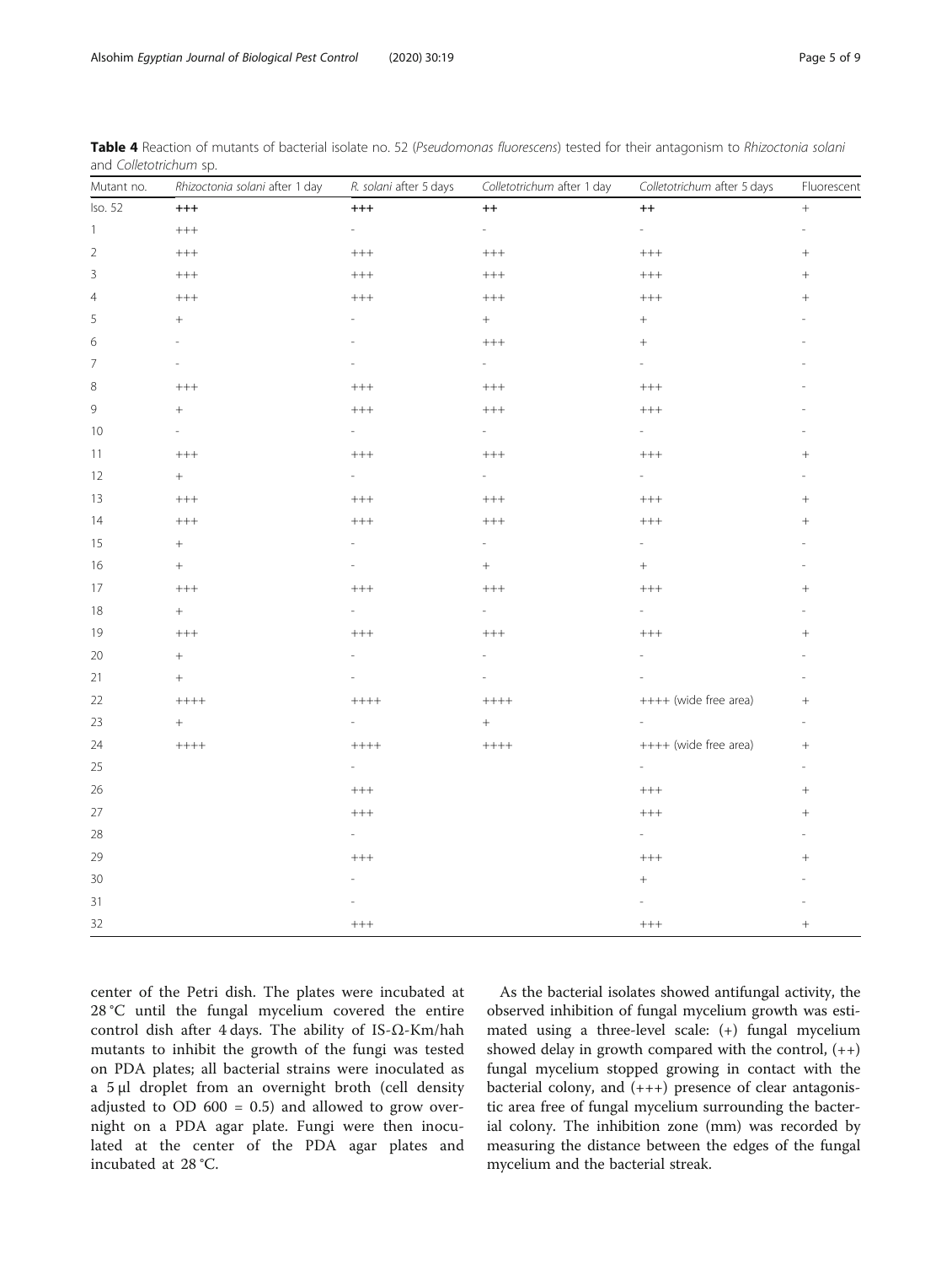**Table 4** Reaction of mutants of bacterial isolate no. 52 (*Pseudomonas fluorescens*) tested for their antagonism to *Rhizoctonia solani* and *Colletotrichum* sp.

| Mutant no. | *Rhizoctonia solani* after 1 day | *R. solani* after 5 days | *Colletotrichum* after 1 day | *Colletotrichum* after 5 days | Fluorescent |
|---|---|---|---|---|---|
| Iso. 52 | +++ | +++ | ++ | ++ | + |
| 1 | +++ | - | - | - | - |
| 2 | +++ | +++ | +++ | +++ | + |
| 3 | +++ | +++ | +++ | +++ | + |
| 4 | +++ | +++ | +++ | +++ | + |
| 5 | + | - | + | + | - |
| 6 | - | - | +++ | + | - |
| 7 | - | - | - | - | - |
| 8 | +++ | +++ | +++ | +++ | - |
| 9 | + | +++ | +++ | +++ | - |
| 10 | - | - | - | - | - |
| 11 | +++ | +++ | +++ | +++ | + |
| 12 | + | - | - | - | - |
| 13 | +++ | +++ | +++ | +++ | + |
| 14 | +++ | +++ | +++ | +++ | + |
| 15 | + | - | - | - | - |
| 16 | + | - | + | + | - |
| 17 | +++ | +++ | +++ | +++ | + |
| 18 | + | - | - | - | - |
| 19 | +++ | +++ | +++ | +++ | + |
| 20 | + | - | - | - | - |
| 21 | + | - | - | - | - |
| 22 | ++++ | ++++ | ++++ | ++++ (wide free area) | + |
| 23 | + | - | + | - | - |
| 24 | ++++ | ++++ | ++++ | ++++ (wide free area) | + |
| 25 | | - | | - | - |
| 26 | | +++ | | +++ | + |
| 27 | | +++ | | +++ | + |
| 28 | | - | | - | - |
| 29 | | +++ | | +++ | + |
| 30 | | - | | + | - |
| 31 | | - | | - | - |
| 32 | | +++ | | +++ | + |

center of the Petri dish. The plates were incubated at 28 °C until the fungal mycelium covered the entire control dish after 4 days. The ability of IS-Ω-Km/hah mutants to inhibit the growth of the fungi was tested on PDA plates; all bacterial strains were inoculated as a 5 μl droplet from an overnight broth (cell density adjusted to OD 600 = 0.5) and allowed to grow overnight on a PDA agar plate. Fungi were then inoculated at the center of the PDA agar plates and incubated at 28 °C.

As the bacterial isolates showed antifungal activity, the observed inhibition of fungal mycelium growth was estimated using a three-level scale: (+) fungal mycelium showed delay in growth compared with the control, (++) fungal mycelium stopped growing in contact with the bacterial colony, and (+++) presence of clear antagonistic area free of fungal mycelium surrounding the bacterial colony. The inhibition zone (mm) was recorded by measuring the distance between the edges of the fungal mycelium and the bacterial streak.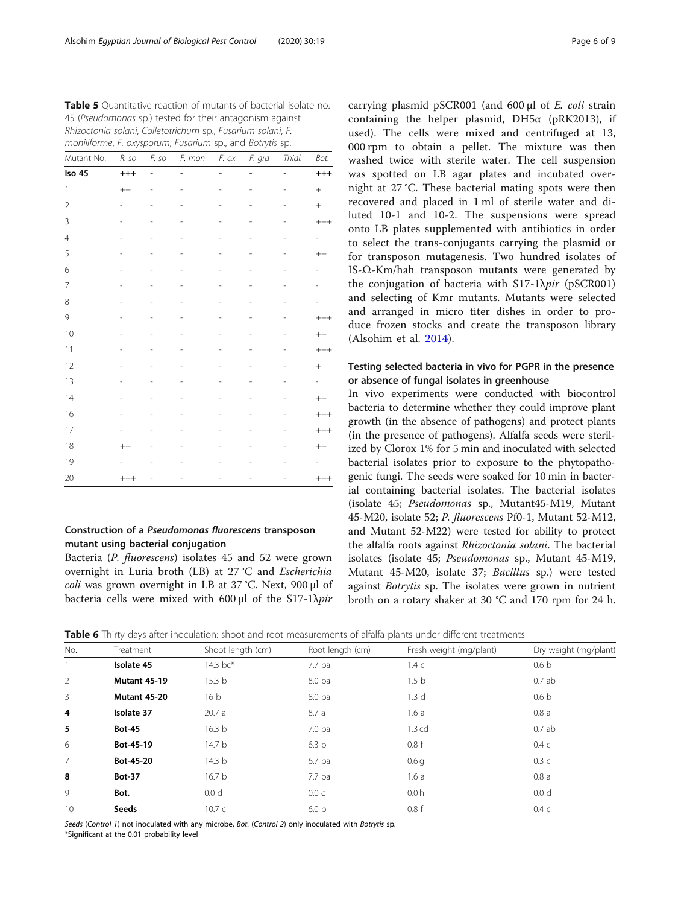**Table 5** Quantitative reaction of mutants of bacterial isolate no. 45 (*Pseudomonas* sp.) tested for their antagonism against *Rhizoctonia solani*, *Colletotrichum* sp., *Fusarium solani*, *F. moniliforme*, *F. oxysporum*, *Fusarium* sp., and *Botrytis* sp.

| Mutant No. | *R. so* | *F. so* | *F. mon* | *F. ox* | *F. gra* | *Thial.* | *Bot.* |
|---|---|---|---|---|---|---|---|
| **Iso 45** | **+++** | **-** | **-** | **-** | **-** | **-** | **+++** |
| 1 | ++ | - | - | - | - | - | + |
| 2 | - | - | - | - | - | - | + |
| 3 | - | - | - | - | - | - | +++ |
| 4 | - | - | - | - | - | - | - |
| 5 | - | - | - | - | - | - | ++ |
| 6 | - | - | - | - | - | - | - |
| 7 | - | - | - | - | - | - | - |
| 8 | - | - | - | - | - | - | - |
| 9 | - | - | - | - | - | - | +++ |
| 10 | - | - | - | - | - | - | ++ |
| 11 | - | - | - | - | - | - | +++ |
| 12 | - | - | - | - | - | - | + |
| 13 | - | - | - | - | - | - | - |
| 14 | - | - | - | - | - | - | ++ |
| 16 | - | - | - | - | - | - | +++ |
| 17 | - | - | - | - | - | - | +++ |
| 18 | ++ | - | - | - | - | - | ++ |
| 19 | - | - | - | - | - | - | - |
| 20 | +++ | - | - | - | - | - | +++ |

## Construction of a *Pseudomonas fluorescens* transposon mutant using bacterial conjugation

Bacteria (*P. fluorescens*) isolates 45 and 52 were grown overnight in Luria broth (LB) at 27 °C and *Escherichia coli* was grown overnight in LB at 37 °C. Next, 900 μl of bacteria cells were mixed with 600 μl of the S17-1λ*pir* carrying plasmid pSCR001 (and 600 μl of *E. coli* strain containing the helper plasmid, DH5α (pRK2013), if used). The cells were mixed and centrifuged at 13, 000 rpm to obtain a pellet. The mixture was then washed twice with sterile water. The cell suspension was spotted on LB agar plates and incubated overnight at 27 °C. These bacterial mating spots were then recovered and placed in 1 ml of sterile water and diluted 10-1 and 10-2. The suspensions were spread onto LB plates supplemented with antibiotics in order to select the trans-conjugants carrying the plasmid or for transposon mutagenesis. Two hundred isolates of IS-Ω-Km/hah transposon mutants were generated by the conjugation of bacteria with S17-1λ*pir* (pSCR001) and selecting of Kmr mutants. Mutants were selected and arranged in micro titer dishes in order to produce frozen stocks and create the transposon library (Alsohim et al. 2014).

## Testing selected bacteria in vivo for PGPR in the presence or absence of fungal isolates in greenhouse

In vivo experiments were conducted with biocontrol bacteria to determine whether they could improve plant growth (in the absence of pathogens) and protect plants (in the presence of pathogens). Alfalfa seeds were sterilized by Clorox 1% for 5 min and inoculated with selected bacterial isolates prior to exposure to the phytopathogenic fungi. The seeds were soaked for 10 min in bacterial containing bacterial isolates. The bacterial isolates (isolate 45; *Pseudomonas* sp., Mutant45-M19, Mutant 45-M20, isolate 52; *P. fluorescens* Pf0-1, Mutant 52-M12, and Mutant 52-M22) were tested for ability to protect the alfalfa roots against *Rhizoctonia solani*. The bacterial isolates (isolate 45; *Pseudomonas* sp., Mutant 45-M19, Mutant 45-M20, isolate 37; *Bacillus* sp.) were tested against *Botrytis* sp. The isolates were grown in nutrient broth on a rotary shaker at 30 °C and 170 rpm for 24 h.

**Table 6** Thirty days after inoculation: shoot and root measurements of alfalfa plants under different treatments

| No. | Treatment | Shoot length (cm) | Root length (cm) | Fresh weight (mg/plant) | Dry weight (mg/plant) |
|---|---|---|---|---|---|
| 1 | **Isolate 45** | 14.3 bc* | 7.7 ba | 1.4 c | 0.6 b |
| 2 | **Mutant 45-19** | 15.3 b | 8.0 ba | 1.5 b | 0.7 ab |
| 3 | **Mutant 45-20** | 16 b | 8.0 ba | 1.3 d | 0.6 b |
| **4** | **Isolate 37** | 20.7 a | 8.7 a | 1.6 a | 0.8 a |
| **5** | **Bot-45** | 16.3 b | 7.0 ba | 1.3 cd | 0.7 ab |
| 6 | **Bot-45-19** | 14.7 b | 6.3 b | 0.8 f | 0.4 c |
| 7 | **Bot-45-20** | 14.3 b | 6.7 ba | 0.6 g | 0.3 c |
| **8** | **Bot-37** | 16.7 b | 7.7 ba | 1.6 a | 0.8 a |
| 9 | **Bot.** | 0.0 d | 0.0 c | 0.0 h | 0.0 d |
| 10 | **Seeds** | 10.7 c | 6.0 b | 0.8 f | 0.4 c |

*Seeds* (*Control 1*) not inoculated with any microbe, *Bot.* (*Control 2*) only inoculated with *Botrytis* sp.
*Significant at the 0.01 probability level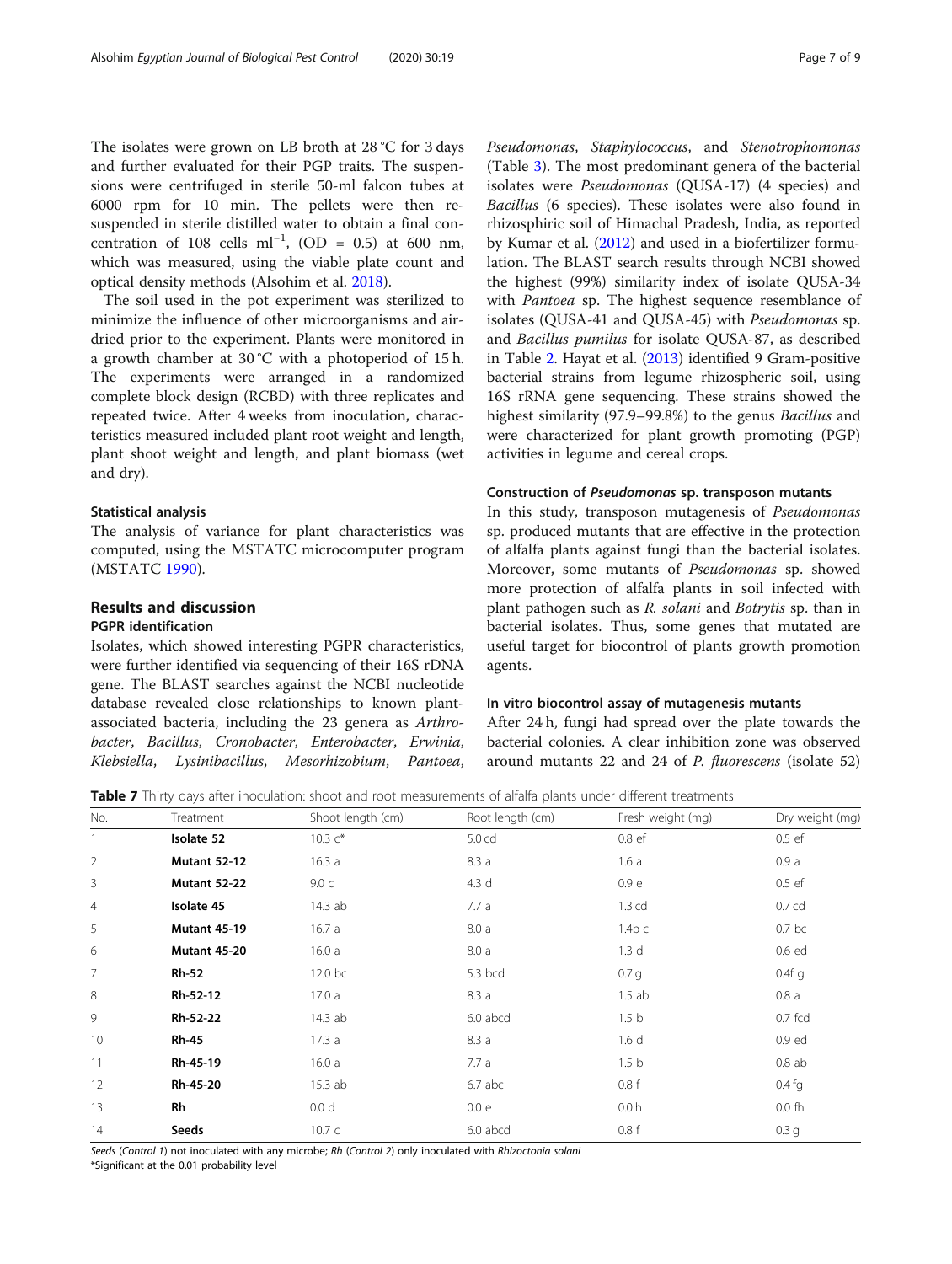The isolates were grown on LB broth at 28 °C for 3 days and further evaluated for their PGP traits. The suspensions were centrifuged in sterile 50-ml falcon tubes at 6000 rpm for 10 min. The pellets were then resuspended in sterile distilled water to obtain a final concentration of 108 cells $ml^{-1}$, (OD = 0.5) at 600 nm, which was measured, using the viable plate count and optical density methods (Alsohim et al. 2018).

The soil used in the pot experiment was sterilized to minimize the influence of other microorganisms and air-dried prior to the experiment. Plants were monitored in a growth chamber at 30 °C with a photoperiod of 15 h. The experiments were arranged in a randomized complete block design (RCBD) with three replicates and repeated twice. After 4 weeks from inoculation, characteristics measured included plant root weight and length, plant shoot weight and length, and plant biomass (wet and dry).

### Statistical analysis

The analysis of variance for plant characteristics was computed, using the MSTATC microcomputer program (MSTATC 1990).

## Results and discussion

### PGPR identification

Isolates, which showed interesting PGPR characteristics, were further identified via sequencing of their 16S rDNA gene. The BLAST searches against the NCBI nucleotide database revealed close relationships to known plant-associated bacteria, including the 23 genera as *Arthrobacter*, *Bacillus*, *Cronobacter*, *Enterobacter*, *Erwinia*, *Klebsiella*, *Lysinibacillus*, *Mesorhizobium*, *Pantoea*, *Pseudomonas*, *Staphylococcus*, and *Stenotrophomonas* (Table 3). The most predominant genera of the bacterial isolates were *Pseudomonas* (QUSA-17) (4 species) and *Bacillus* (6 species). These isolates were also found in rhizosphiric soil of Himachal Pradesh, India, as reported by Kumar et al. (2012) and used in a biofertilizer formulation. The BLAST search results through NCBI showed the highest (99%) similarity index of isolate QUSA-34 with *Pantoea* sp. The highest sequence resemblance of isolates (QUSA-41 and QUSA-45) with *Pseudomonas* sp. and *Bacillus pumilus* for isolate QUSA-87, as described in Table 2. Hayat et al. (2013) identified 9 Gram-positive bacterial strains from legume rhizospheric soil, using 16S rRNA gene sequencing. These strains showed the highest similarity (97.9–99.8%) to the genus *Bacillus* and were characterized for plant growth promoting (PGP) activities in legume and cereal crops.

### Construction of *Pseudomonas* sp. transposon mutants

In this study, transposon mutagenesis of *Pseudomonas* sp. produced mutants that are effective in the protection of alfalfa plants against fungi than the bacterial isolates. Moreover, some mutants of *Pseudomonas* sp. showed more protection of alfalfa plants in soil infected with plant pathogen such as *R. solani* and *Botrytis* sp. than in bacterial isolates. Thus, some genes that mutated are useful target for biocontrol of plants growth promotion agents.

### In vitro biocontrol assay of mutagenesis mutants

After 24 h, fungi had spread over the plate towards the bacterial colonies. A clear inhibition zone was observed around mutants 22 and 24 of *P. fluorescens* (isolate 52)

**Table 7** Thirty days after inoculation: shoot and root measurements of alfalfa plants under different treatments

| No. | Treatment | Shoot length (cm) | Root length (cm) | Fresh weight (mg) | Dry weight (mg) |
|---|---|---|---|---|---|
| 1 | **Isolate 52** | 10.3 c* | 5.0 cd | 0.8 ef | 0.5 ef |
| 2 | **Mutant 52-12** | 16.3 a | 8.3 a | 1.6 a | 0.9 a |
| 3 | **Mutant 52-22** | 9.0 c | 4.3 d | 0.9 e | 0.5 ef |
| 4 | **Isolate 45** | 14.3 ab | 7.7 a | 1.3 cd | 0.7 cd |
| 5 | **Mutant 45-19** | 16.7 a | 8.0 a | 1.4b c | 0.7 bc |
| 6 | **Mutant 45-20** | 16.0 a | 8.0 a | 1.3 d | 0.6 ed |
| 7 | **Rh-52** | 12.0 bc | 5.3 bcd | 0.7 g | 0.4f g |
| 8 | **Rh-52-12** | 17.0 a | 8.3 a | 1.5 ab | 0.8 a |
| 9 | **Rh-52-22** | 14.3 ab | 6.0 abcd | 1.5 b | 0.7 fcd |
| 10 | **Rh-45** | 17.3 a | 8.3 a | 1.6 d | 0.9 ed |
| 11 | **Rh-45-19** | 16.0 a | 7.7 a | 1.5 b | 0.8 ab |
| 12 | **Rh-45-20** | 15.3 ab | 6.7 abc | 0.8 f | 0.4 fg |
| 13 | **Rh** | 0.0 d | 0.0 e | 0.0 h | 0.0 fh |
| 14 | **Seeds** | 10.7 c | 6.0 abcd | 0.8 f | 0.3 g |

*Seeds* (*Control 1*) not inoculated with any microbe; *Rh* (*Control 2*) only inoculated with *Rhizoctonia solani*

*Significant at the 0.01 probability level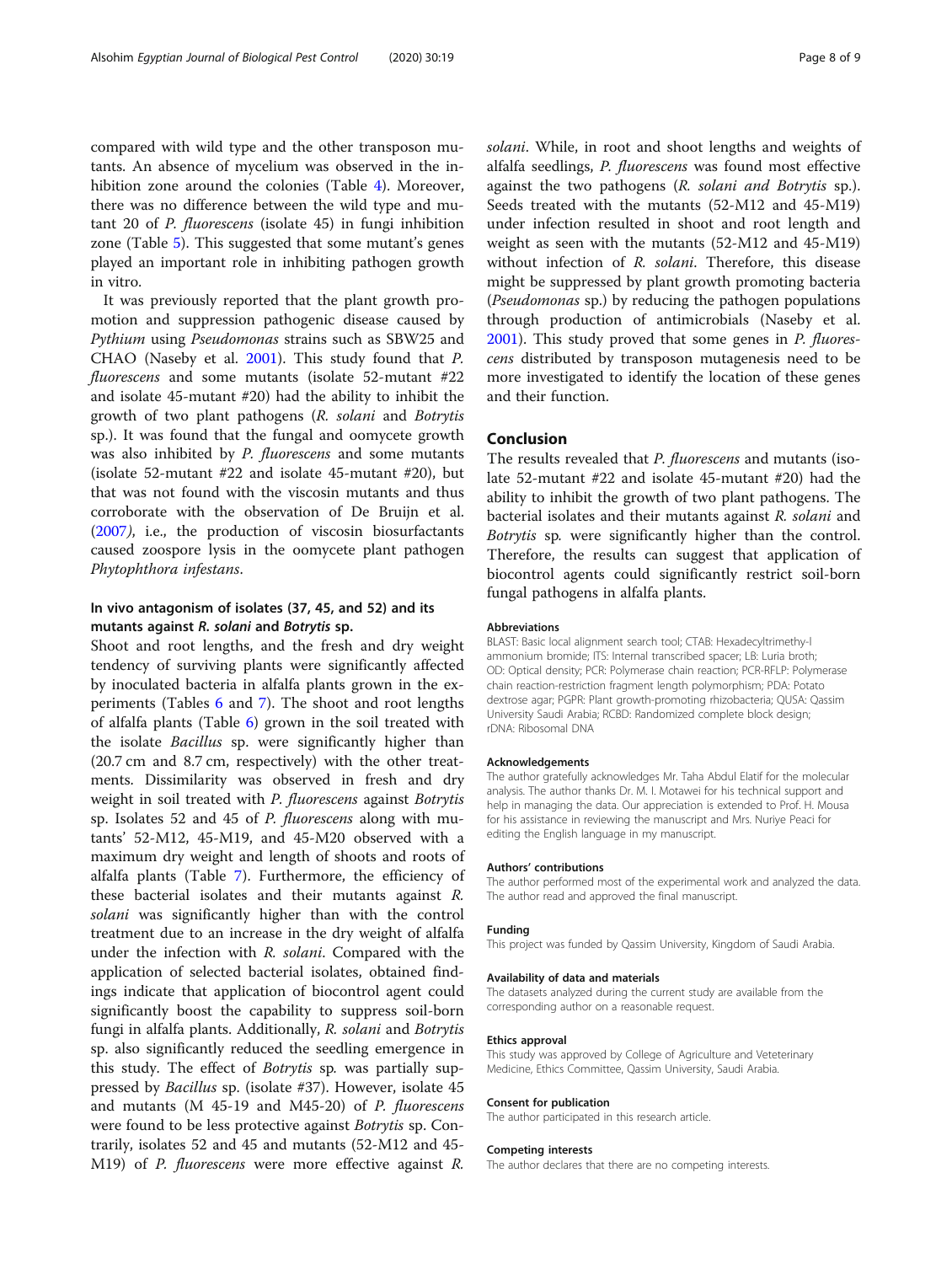compared with wild type and the other transposon mutants. An absence of mycelium was observed in the inhibition zone around the colonies (Table 4). Moreover, there was no difference between the wild type and mutant 20 of *P. fluorescens* (isolate 45) in fungi inhibition zone (Table 5). This suggested that some mutant's genes played an important role in inhibiting pathogen growth in vitro.

It was previously reported that the plant growth promotion and suppression pathogenic disease caused by *Pythium* using *Pseudomonas* strains such as SBW25 and CHAO (Naseby et al. 2001). This study found that *P. fluorescens* and some mutants (isolate 52-mutant #22 and isolate 45-mutant #20) had the ability to inhibit the growth of two plant pathogens (*R. solani* and *Botrytis* sp.). It was found that the fungal and oomycete growth was also inhibited by *P. fluorescens* and some mutants (isolate 52-mutant #22 and isolate 45-mutant #20), but that was not found with the viscosin mutants and thus corroborate with the observation of De Bruijn et al. (2007), i.e., the production of viscosin biosurfactants caused zoospore lysis in the oomycete plant pathogen *Phytophthora infestans*.

### In vivo antagonism of isolates (37, 45, and 52) and its mutants against *R. solani* and *Botrytis* sp.

Shoot and root lengths, and the fresh and dry weight tendency of surviving plants were significantly affected by inoculated bacteria in alfalfa plants grown in the experiments (Tables 6 and 7). The shoot and root lengths of alfalfa plants (Table 6) grown in the soil treated with the isolate *Bacillus* sp. were significantly higher than (20.7 cm and 8.7 cm, respectively) with the other treatments. Dissimilarity was observed in fresh and dry weight in soil treated with *P. fluorescens* against *Botrytis* sp. Isolates 52 and 45 of *P. fluorescens* along with mutants' 52-M12, 45-M19, and 45-M20 observed with a maximum dry weight and length of shoots and roots of alfalfa plants (Table 7). Furthermore, the efficiency of these bacterial isolates and their mutants against *R. solani* was significantly higher than with the control treatment due to an increase in the dry weight of alfalfa under the infection with *R. solani*. Compared with the application of selected bacterial isolates, obtained findings indicate that application of biocontrol agent could significantly boost the capability to suppress soil-born fungi in alfalfa plants. Additionally, *R. solani* and *Botrytis* sp. also significantly reduced the seedling emergence in this study. The effect of *Botrytis* sp. was partially suppressed by *Bacillus* sp. (isolate #37). However, isolate 45 and mutants (M 45-19 and M45-20) of *P. fluorescens* were found to be less protective against *Botrytis* sp. Contrarily, isolates 52 and 45 and mutants (52-M12 and 45-M19) of *P. fluorescens* were more effective against *R. solani*. While, in root and shoot lengths and weights of alfalfa seedlings, *P. fluorescens* was found most effective against the two pathogens (*R. solani and Botrytis* sp.). Seeds treated with the mutants (52-M12 and 45-M19) under infection resulted in shoot and root length and weight as seen with the mutants (52-M12 and 45-M19) without infection of *R. solani*. Therefore, this disease might be suppressed by plant growth promoting bacteria (*Pseudomonas* sp.) by reducing the pathogen populations through production of antimicrobials (Naseby et al. 2001). This study proved that some genes in *P. fluorescens* distributed by transposon mutagenesis need to be more investigated to identify the location of these genes and their function.

## Conclusion

The results revealed that *P. fluorescens* and mutants (isolate 52-mutant #22 and isolate 45-mutant #20) had the ability to inhibit the growth of two plant pathogens. The bacterial isolates and their mutants against *R. solani* and *Botrytis* sp. were significantly higher than the control. Therefore, the results can suggest that application of biocontrol agents could significantly restrict soil-born fungal pathogens in alfalfa plants.

#### Abbreviations

BLAST: Basic local alignment search tool; CTAB: Hexadecyltrimethy-l ammonium bromide; ITS: Internal transcribed spacer; LB: Luria broth; OD: Optical density; PCR: Polymerase chain reaction; PCR-RFLP: Polymerase chain reaction-restriction fragment length polymorphism; PDA: Potato dextrose agar; PGPR: Plant growth-promoting rhizobacteria; QUSA: Qassim University Saudi Arabia; RCBD: Randomized complete block design; rDNA: Ribosomal DNA

#### Acknowledgements

The author gratefully acknowledges Mr. Taha Abdul Elatif for the molecular analysis. The author thanks Dr. M. I. Motawei for his technical support and help in managing the data. Our appreciation is extended to Prof. H. Mousa for his assistance in reviewing the manuscript and Mrs. Nuriye Peaci for editing the English language in my manuscript.

#### Authors' contributions

The author performed most of the experimental work and analyzed the data. The author read and approved the final manuscript.

#### Funding

This project was funded by Qassim University, Kingdom of Saudi Arabia.

#### Availability of data and materials

The datasets analyzed during the current study are available from the corresponding author on a reasonable request.

#### Ethics approval

This study was approved by College of Agriculture and Veteterinary Medicine, Ethics Committee, Qassim University, Saudi Arabia.

#### Consent for publication

The author participated in this research article.

#### Competing interests

The author declares that there are no competing interests.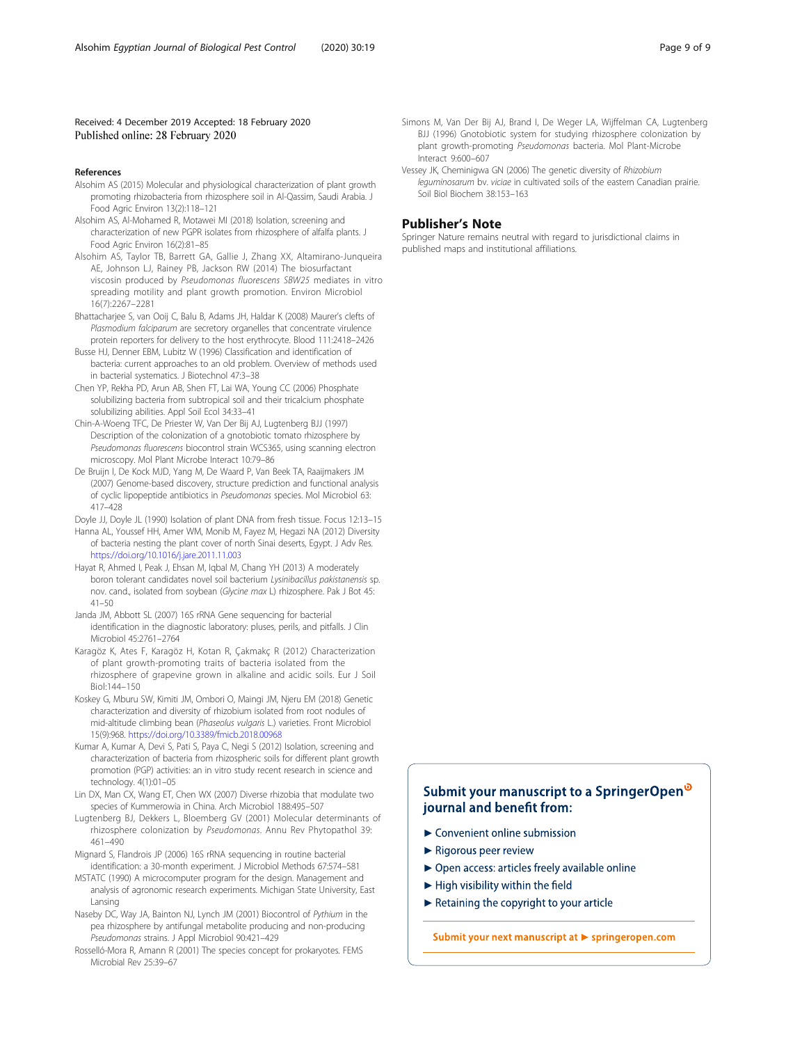Received: 4 December 2019 Accepted: 18 February 2020
Published online: 28 February 2020

## References

Alsohim AS (2015) Molecular and physiological characterization of plant growth promoting rhizobacteria from rhizosphere soil in Al-Qassim, Saudi Arabia. J Food Agric Environ 13(2):118–121

Alsohim AS, Al-Mohamed R, Motawei MI (2018) Isolation, screening and characterization of new PGPR isolates from rhizosphere of alfalfa plants. J Food Agric Environ 16(2):81–85

Alsohim AS, Taylor TB, Barrett GA, Gallie J, Zhang XX, Altamirano-Junqueira AE, Johnson LJ, Rainey PB, Jackson RW (2014) The biosurfactant viscosin produced by *Pseudomonas fluorescens SBW25* mediates in vitro spreading motility and plant growth promotion. Environ Microbiol 16(7):2267–2281

Bhattacharjee S, van Ooij C, Balu B, Adams JH, Haldar K (2008) Maurer's clefts of *Plasmodium falciparum* are secretory organelles that concentrate virulence protein reporters for delivery to the host erythrocyte. Blood 111:2418–2426

Busse HJ, Denner EBM, Lubitz W (1996) Classification and identification of bacteria: current approaches to an old problem. Overview of methods used in bacterial systematics. J Biotechnol 47:3–38

Chen YP, Rekha PD, Arun AB, Shen FT, Lai WA, Young CC (2006) Phosphate solubilizing bacteria from subtropical soil and their tricalcium phosphate solubilizing abilities. Appl Soil Ecol 34:33–41

Chin-A-Woeng TFC, De Priester W, Van Der Bij AJ, Lugtenberg BJJ (1997) Description of the colonization of a gnotobiotic tomato rhizosphere by *Pseudomonas fluorescens* biocontrol strain WCS365, using scanning electron microscopy. Mol Plant Microbe Interact 10:79–86

De Bruijn I, De Kock MJD, Yang M, De Waard P, Van Beek TA, Raaijmakers JM (2007) Genome-based discovery, structure prediction and functional analysis of cyclic lipopeptide antibiotics in *Pseudomonas* species. Mol Microbiol 63: 417–428

Doyle JJ, Doyle JL (1990) Isolation of plant DNA from fresh tissue. Focus 12:13–15

Hanna AL, Youssef HH, Amer WM, Monib M, Fayez M, Hegazi NA (2012) Diversity of bacteria nesting the plant cover of north Sinai deserts, Egypt. J Adv Res. https://doi.org/10.1016/j.jare.2011.11.003

Hayat R, Ahmed I, Peak J, Ehsan M, Iqbal M, Chang YH (2013) A moderately boron tolerant candidates novel soil bacterium *Lysinibacillus pakistanensis* sp. nov. cand., isolated from soybean (*Glycine max* L) rhizosphere. Pak J Bot 45: 41–50

Janda JM, Abbott SL (2007) 16S rRNA Gene sequencing for bacterial identification in the diagnostic laboratory: pluses, perils, and pitfalls. J Clin Microbiol 45:2761–2764

Karagöz K, Ates F, Karagöz H, Kotan R, Çakmakç R (2012) Characterization of plant growth-promoting traits of bacteria isolated from the rhizosphere of grapevine grown in alkaline and acidic soils. Eur J Soil Biol:144–150

Koskey G, Mburu SW, Kimiti JM, Ombori O, Maingi JM, Njeru EM (2018) Genetic characterization and diversity of rhizobium isolated from root nodules of mid-altitude climbing bean (*Phaseolus vulgaris* L.) varieties. Front Microbiol 15(9):968. https://doi.org/10.3389/fmicb.2018.00968

Kumar A, Kumar A, Devi S, Pati S, Paya C, Negi S (2012) Isolation, screening and characterization of bacteria from rhizospheric soils for different plant growth promotion (PGP) activities: an in vitro study recent research in science and technology. 4(1):01–05

Lin DX, Man CX, Wang ET, Chen WX (2007) Diverse rhizobia that modulate two species of Kummerowia in China. Arch Microbiol 188:495–507

Lugtenberg BJ, Dekkers L, Bloemberg GV (2001) Molecular determinants of rhizosphere colonization by *Pseudomonas*. Annu Rev Phytopathol 39: 461–490

Mignard S, Flandrois JP (2006) 16S rRNA sequencing in routine bacterial identification: a 30-month experiment. J Microbiol Methods 67:574–581

MSTATC (1990) A microcomputer program for the design. Management and analysis of agronomic research experiments. Michigan State University, East Lansing

Naseby DC, Way JA, Bainton NJ, Lynch JM (2001) Biocontrol of *Pythium* in the pea rhizosphere by antifungal metabolite producing and non-producing *Pseudomonas* strains. J Appl Microbiol 90:421–429

Rosselló-Mora R, Amann R (2001) The species concept for prokaryotes. FEMS Microbial Rev 25:39–67

Simons M, Van Der Bij AJ, Brand I, De Weger LA, Wijffelman CA, Lugtenberg BJJ (1996) Gnotobiotic system for studying rhizosphere colonization by plant growth-promoting *Pseudomonas* bacteria. Mol Plant-Microbe Interact 9:600–607

Vessey JK, Cheminigwa GN (2006) The genetic diversity of *Rhizobium leguminosarum* bv. *viciae* in cultivated soils of the eastern Canadian prairie. Soil Biol Biochem 38:153–163

## Publisher's Note

Springer Nature remains neutral with regard to jurisdictional claims in published maps and institutional affiliations.

**Submit your manuscript to a SpringerOpen journal and benefit from:**

- Convenient online submission
- Rigorous peer review
- Open access: articles freely available online
- High visibility within the field
- Retaining the copyright to your article

Submit your next manuscript at ► springeropen.com